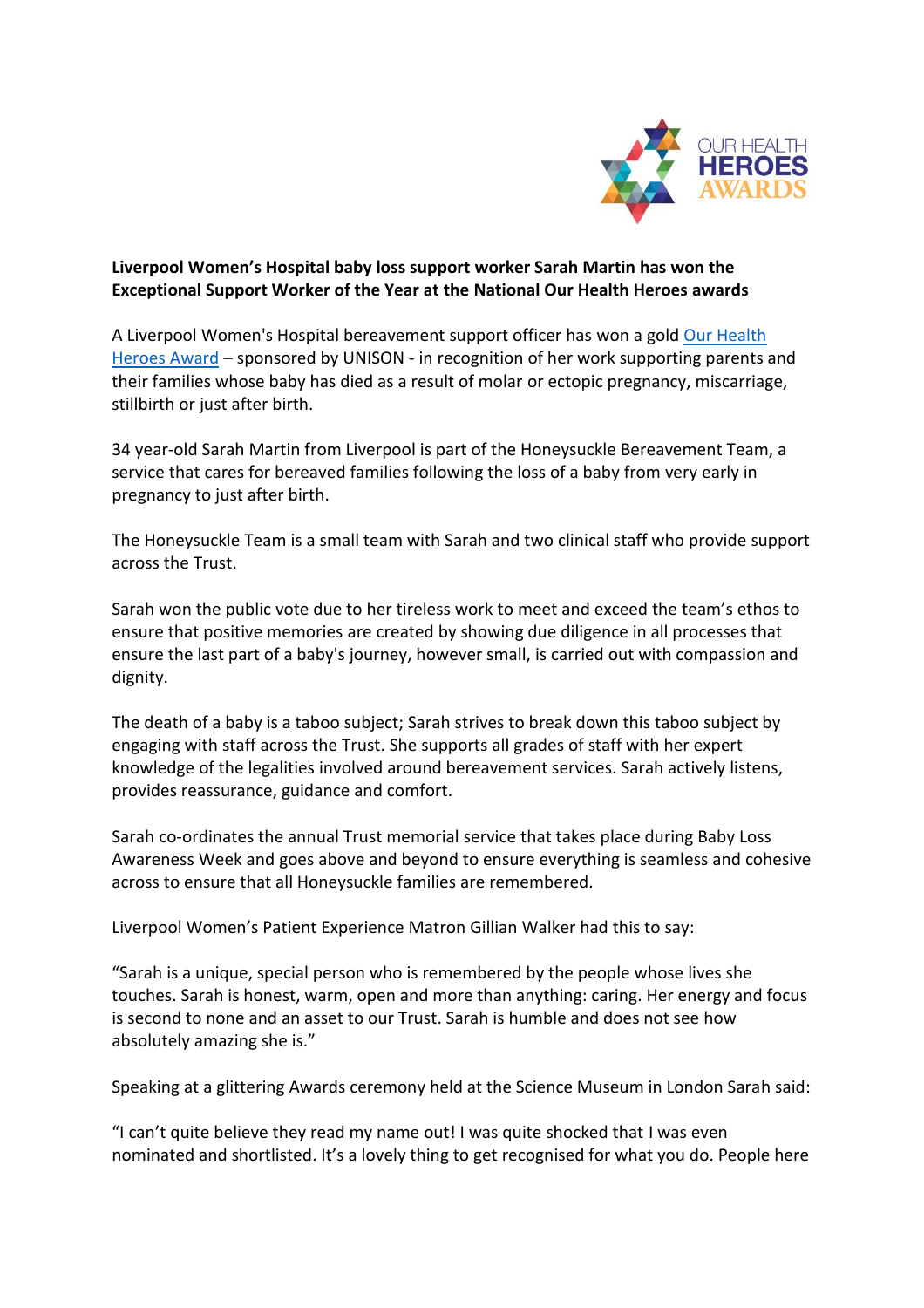**Liverpool Women's Hospital baby loss support worker Sarah Martin has won the Exceptional Support Worker of the Year at the National Our Health Heroes awards**

A Liverpool Women's Hospital bereavement support officer has won a gold Our Health Heroes Award – sponsored by UNISON - in recognition of her work supporting parents and their families whose baby has died as a result of molar or ectopic pregnancy, miscarriage, stillbirth or just after birth.

34 year-old Sarah Martin from Liverpool is part of the Honeysuckle Bereavement Team, a service that cares for bereaved families following the loss of a baby from very early in pregnancy to just after birth.

The Honeysuckle Team is a small team with Sarah and two clinical staff who provide support across the Trust.

Sarah won the public vote due to her tireless work to meet and exceed the team's ethos to ensure that positive memories are created by showing due diligence in all processes that ensure the last part of a baby's journey, however small, is carried out with compassion and dignity.

The death of a baby is a taboo subject; Sarah strives to break down this taboo subject by engaging with staff across the Trust. She supports all grades of staff with her expert knowledge of the legalities involved around bereavement services. Sarah actively listens, provides reassurance, guidance and comfort.

Sarah co-ordinates the annual Trust memorial service that takes place during Baby Loss Awareness Week and goes above and beyond to ensure everything is seamless and cohesive across to ensure that all Honeysuckle families are remembered.

Liverpool Women's Patient Experience Matron Gillian Walker had this to say:

"Sarah is a unique, special person who is remembered by the people whose lives she touches. Sarah is honest, warm, open and more than anything: caring. Her energy and focus is second to none and an asset to our Trust. Sarah is humble and does not see how absolutely amazing she is."

Speaking at a glittering Awards ceremony held at the Science Museum in London Sarah said:

"I can't quite believe they read my name out! I was quite shocked that I was even nominated and shortlisted. It's a lovely thing to get recognised for what you do. People here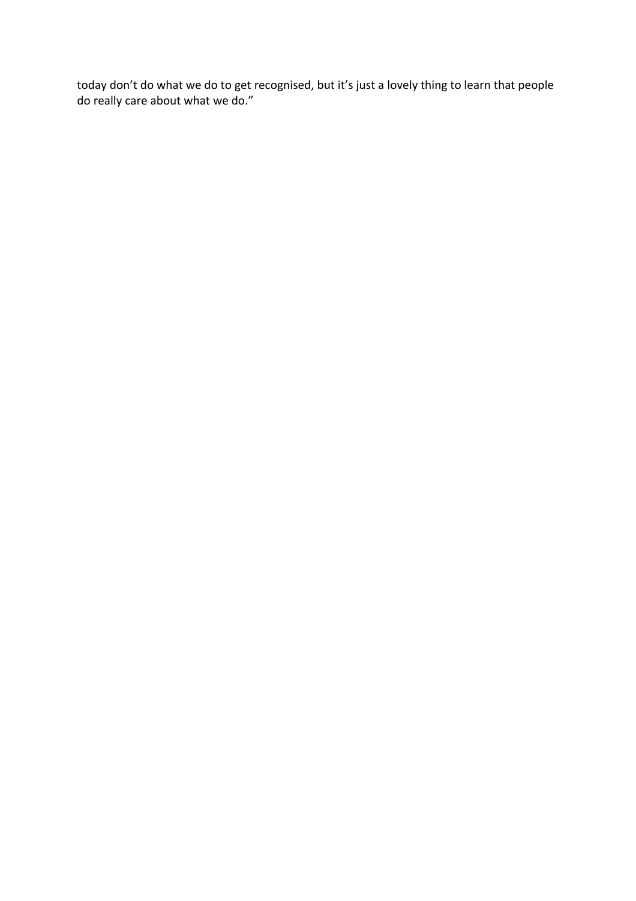today don’t do what we do to get recognised, but it’s just a lovely thing to learn that people do really care about what we do.”